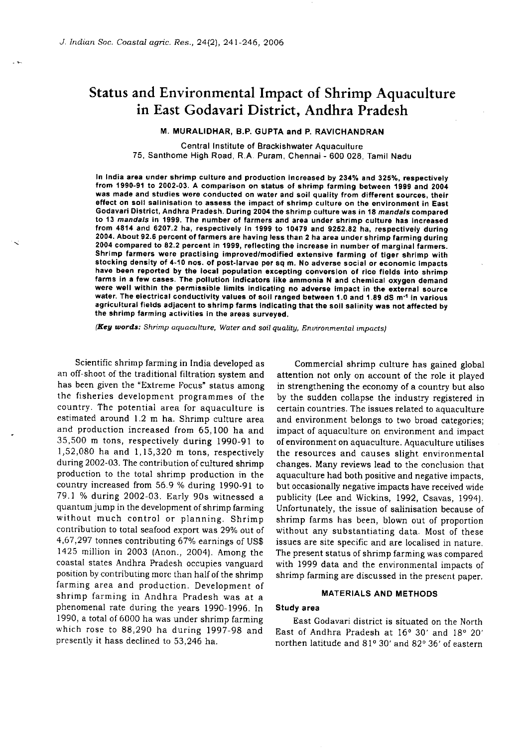# Status and Environmental Impact of Shrimp Aquaculture in East Godavari District, Andhra Pradesh

**M. MURALIDHAR, B.P. GUPTA and P. RAVICHANDRAN**

Central Institute of Brackishwater Aquaculture
75, Santhome High Road, R.A. Puram, Chennai - 600 028, Tamil Nadu

**In India area under shrimp culture and production increased by 234% and 325%, respectively from 1990-91 to 2002-03. A comparison on status of shrimp farming between 1999 and 2004 was made and studies were conducted on water and soil quality from different sources, their effect on soil salinisation to assess the impact of shrimp culture on the environment in East Godavari District, Andhra Pradesh. During 2004 the shrimp culture was in 18 *mandals* compared to 13 *mandals* in 1999. The number of farmers and area under shrimp culture has increased from 4814 and 6207.2 ha, respectively in 1999 to 10479 and 9252.82 ha, respectively during 2004. About 92.6 percent of farmers are having less than 2 ha area under shrimp farming during 2004 compared to 82.2 percent in 1999, reflecting the increase in number of marginal farmers. Shrimp farmers were practising improved/modified extensive farming of tiger shrimp with stocking density of 4-10 nos. of post-larvae per sq m. No adverse social or economic impacts have been reported by the local population excepting conversion of rice fields into shrimp farms in a few cases. The pollution indicators like ammonia N and chemical oxygen demand were well within the permissible limits indicating no adverse impact in the external source water. The electrical conductivity values of soil ranged between 1.0 and 1.89 dS $m^{-1}$ in various agricultural fields adjacent to shrimp farms indicating that the soil salinity was not affected by the shrimp farming activities in the areas surveyed.**

(***Key words:*** *Shrimp aquaculture, Water and soil quality, Environmental impacts*)

Scientific shrimp farming in India developed as an off-shoot of the traditional filtration system and has been given the "Extreme Focus" status among the fisheries development programmes of the country. The potential area for aquaculture is estimated around 1.2 m ha. Shrimp culture area and production increased from 65,100 ha and 35,500 m tons, respectively during 1990-91 to 1,52,080 ha and 1,15,320 m tons, respectively during 2002-03. The contribution of cultured shrimp production to the total shrimp production in the country increased from 56.9 % during 1990-91 to 79.1 % during 2002-03. Early 90s witnessed a quantum jump in the development of shrimp farming without much control or planning. Shrimp contribution to total seafood export was 29% out of 4,67,297 tonnes contributing 67% earnings of US$ 1425 million in 2003 (Anon., 2004). Among the coastal states Andhra Pradesh occupies vanguard position by contributing more than half of the shrimp farming area and production. Development of shrimp farming in Andhra Pradesh was at a phenomenal rate during the years 1990-1996. In 1990, a total of 6000 ha was under shrimp farming which rose to 88,290 ha during 1997-98 and presently it hass declined to 53,246 ha.

Commercial shrimp culture has gained global attention not only on account of the role it played in strengthening the economy of a country but also by the sudden collapse the industry registered in certain countries. The issues related to aquaculture and environment belongs to two broad categories; impact of aquaculture on environment and impact of environment on aquaculture. Aquaculture utilises the resources and causes slight environmental changes. Many reviews lead to the conclusion that aquaculture had both positive and negative impacts, but occasionally negative impacts have received wide publicity (Lee and Wickins, 1992, Csavas, 1994). Unfortunately, the issue of salinisation because of shrimp farms has been, blown out of proportion without any substantiating data. Most of these issues are site specific and are localised in nature. The present status of shrimp farming was compared with 1999 data and the environmental impacts of shrimp farming are discussed in the present paper.

## MATERIALS AND METHODS

### Study area

East Godavari district is situated on the North East of Andhra Pradesh at 16° 30′ and 18° 20′ northen latitude and 81° 30′ and 82° 36′ of eastern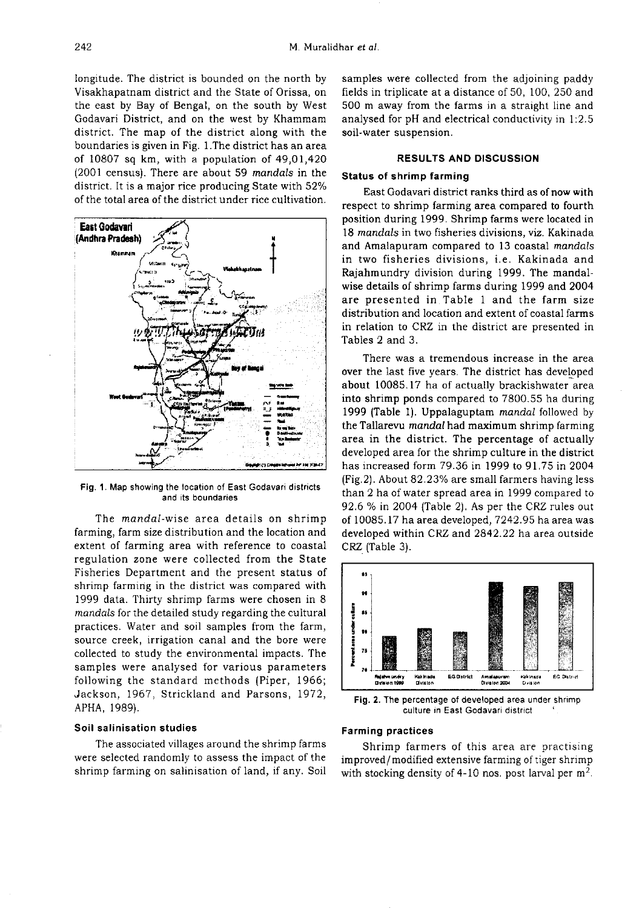longitude. The district is bounded on the north by Visakhapatnam district and the State of Orissa, on the east by Bay of Bengal, on the south by West Godavari District, and on the west by Khammam district. The map of the district along with the boundaries is given in Fig. 1.The district has an area of 10807 sq km, with a population of 49,01,420 (2001 census). There are about 59 *mandals* in the district. It is a major rice producing State with 52% of the total area of the district under rice cultivation.

Fig. 1. Map showing the location of East Godavari districts and its boundaries

The *mandal*-wise area details on shrimp farming, farm size distribution and the location and extent of farming area with reference to coastal regulation zone were collected from the State Fisheries Department and the present status of shrimp farming in the district was compared with 1999 data. Thirty shrimp farms were chosen in 8 *mandals* for the detailed study regarding the cultural practices. Water and soil samples from the farm, source creek, irrigation canal and the bore were collected to study the environmental impacts. The samples were analysed for various parameters following the standard methods (Piper, 1966; Jackson, 1967, Strickland and Parsons, 1972, APHA, 1989).

### Soil salinisation studies

The associated villages around the shrimp farms were selected randomly to assess the impact of the shrimp farming on salinisation of land, if any. Soil samples were collected from the adjoining paddy fields in triplicate at a distance of 50, 100, 250 and 500 m away from the farms in a straight line and analysed for pH and electrical conductivity in 1:2.5 soil-water suspension.

## RESULTS AND DISCUSSION

### Status of shrimp farming

East Godavari district ranks third as of now with respect to shrimp farming area compared to fourth position during 1999. Shrimp farms were located in 18 *mandals* in two fisheries divisions, viz. Kakinada and Amalapuram compared to 13 coastal *mandals* in two fisheries divisions, i.e. Kakinada and Rajahmundry division during 1999. The mandal-wise details of shrimp farms during 1999 and 2004 are presented in Table 1 and the farm size distribution and location and extent of coastal farms in relation to CRZ in the district are presented in Tables 2 and 3.

There was a tremendous increase in the area over the last five years. The district has developed about 10085.17 ha of actually brackishwater area into shrimp ponds compared to 7800.55 ha during 1999 (Table 1). Uppalaguptam *mandal* followed by the Tallarevu *mandal* had maximum shrimp farming area in the district. The percentage of actually developed area for the shrimp culture in the district has increased form 79.36 in 1999 to 91.75 in 2004 (Fig.2). About 82.23% are small farmers having less than 2 ha of water spread area in 1999 compared to 92.6 % in 2004 (Table 2). As per the CRZ rules out of 10085.17 ha area developed, 7242.95 ha area was developed within CRZ and 2842.22 ha area outside CRZ (Table 3).

Fig. 2. The percentage of developed area under shrimp culture in East Godavari district

### Farming practices

Shrimp farmers of this area are practising improved/modified extensive farming of tiger shrimp with stocking density of 4-10 nos. post larval per $m^2$.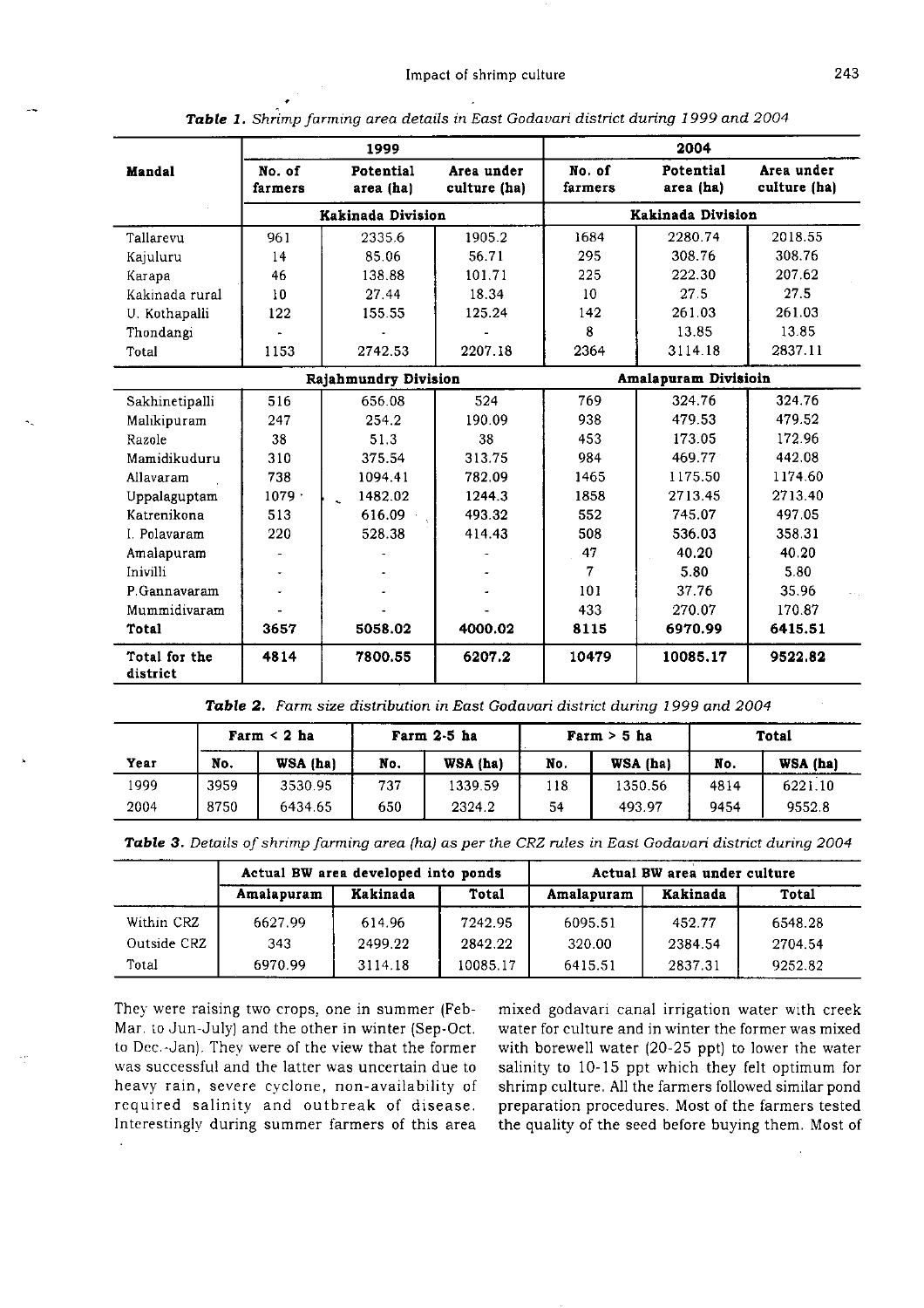*Table 1. Shrimp farming area details in East Godavari district during 1999 and 2004*

| Mandal | 1999 | | | 2004 | | |
|---|---|---|---|---|---|---|
| | No. of farmers | Potential area (ha) | Area under culture (ha) | No. of farmers | Potential area (ha) | Area under culture (ha) |
| | Kakinada Division | | | Kakinada Division | | |
| Tallarevu | 961 | 2335.6 | 1905.2 | 1684 | 2280.74 | 2018.55 |
| Kajuluru | 14 | 85.06 | 56.71 | 295 | 308.76 | 308.76 |
| Karapa | 46 | 138.88 | 101.71 | 225 | 222.30 | 207.62 |
| Kakinada rural | 10 | 27.44 | 18.34 | 10 | 27.5 | 27.5 |
| U. Kothapalli | 122 | 155.55 | 125.24 | 142 | 261.03 | 261.03 |
| Thondangi | - | - | - | 8 | 13.85 | 13.85 |
| Total | 1153 | 2742.53 | 2207.18 | 2364 | 3114.18 | 2837.11 |
| | Rajahmundry Division | | | Amalapuram Divisioin | | |
| Sakhinetipalli | 516 | 656.08 | 524 | 769 | 324.76 | 324.76 |
| Malikipuram | 247 | 254.2 | 190.09 | 938 | 479.53 | 479.52 |
| Razole | 38 | 51.3 | 38 | 453 | 173.05 | 172.96 |
| Mamidikuduru | 310 | 375.54 | 313.75 | 984 | 469.77 | 442.08 |
| Allavaram | 738 | 1094.41 | 782.09 | 1465 | 1175.50 | 1174.60 |
| Uppalaguptam | 1079 | 1482.02 | 1244.3 | 1858 | 2713.45 | 2713.40 |
| Katrenikona | 513 | 616.09 | 493.32 | 552 | 745.07 | 497.05 |
| I. Polavaram | 220 | 528.38 | 414.43 | 508 | 536.03 | 358.31 |
| Amalapuram | - | - | - | 47 | 40.20 | 40.20 |
| Inivilli | - | - | - | 7 | 5.80 | 5.80 |
| P.Gannavaram | - | - | - | 101 | 37.76 | 35.96 |
| Mummidivaram | - | - | - | 433 | 270.07 | 170.87 |
| **Total** | **3657** | **5058.02** | **4000.02** | **8115** | **6970.99** | **6415.51** |
| **Total for the district** | **4814** | **7800.55** | **6207.2** | **10479** | **10085.17** | **9522.82** |

*Table 2. Farm size distribution in East Godavari district during 1999 and 2004*

| Year | Farm < 2 ha | | Farm 2-5 ha | | Farm > 5 ha | | Total | |
|---|---|---|---|---|---|---|---|---|
| | No. | WSA (ha) | No. | WSA (ha) | No. | WSA (ha) | No. | WSA (ha) |
| 1999 | 3959 | 3530.95 | 737 | 1339.59 | 118 | 1350.56 | 4814 | 6221.10 |
| 2004 | 8750 | 6434.65 | 650 | 2324.2 | 54 | 493.97 | 9454 | 9552.8 |

*Table 3. Details of shrimp farming area (ha) as per the CRZ rules in East Godavari district during 2004*

| | Actual BW area developed into ponds | | | Actual BW area under culture | | |
|---|---|---|---|---|---|---|
| | Amalapuram | Kakinada | Total | Amalapuram | Kakinada | Total |
| Within CRZ | 6627.99 | 614.96 | 7242.95 | 6095.51 | 452.77 | 6548.28 |
| Outside CRZ | 343 | 2499.22 | 2842.22 | 320.00 | 2384.54 | 2704.54 |
| Total | 6970.99 | 3114.18 | 10085.17 | 6415.51 | 2837.31 | 9252.82 |

They were raising two crops, one in summer (Feb-Mar. to Jun-July) and the other in winter (Sep-Oct. to Dec.-Jan). They were of the view that the former was successful and the latter was uncertain due to heavy rain, severe cyclone, non-availability of required salinity and outbreak of disease. Interestingly during summer farmers of this area mixed godavari canal irrigation water with creek water for culture and in winter the former was mixed with borewell water (20-25 ppt) to lower the water salinity to 10-15 ppt which they felt optimum for shrimp culture. All the farmers followed similar pond preparation procedures. Most of the farmers tested the quality of the seed before buying them. Most of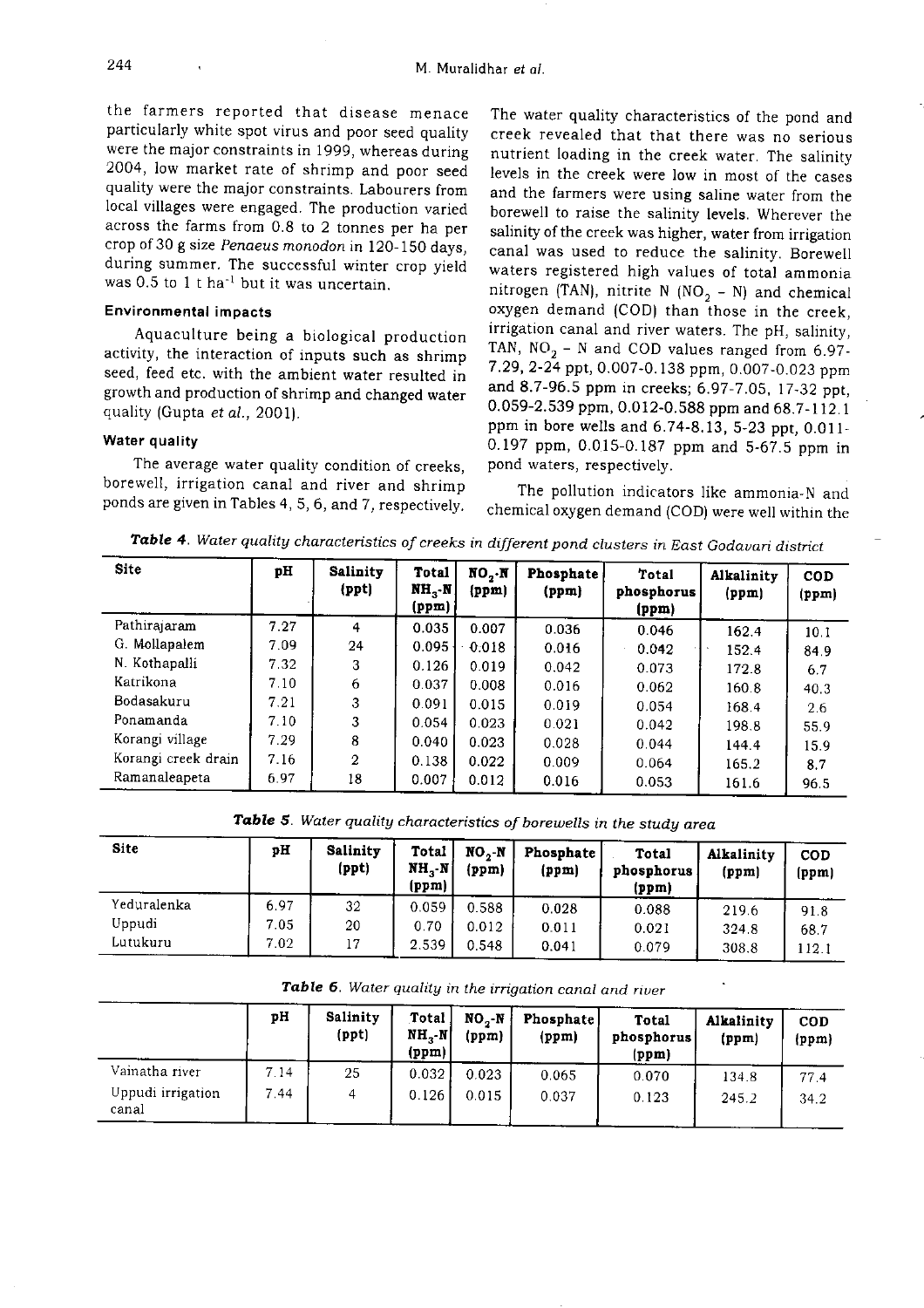the farmers reported that disease menace particularly white spot virus and poor seed quality were the major constraints in 1999, whereas during 2004, low market rate of shrimp and poor seed quality were the major constraints. Labourers from local villages were engaged. The production varied across the farms from 0.8 to 2 tonnes per ha per crop of 30 g size *Penaeus monodon* in 120-150 days, during summer. The successful winter crop yield was 0.5 to 1 t ha$^{-1}$ but it was uncertain.

### Environmental impacts

Aquaculture being a biological production activity, the interaction of inputs such as shrimp seed, feed etc. with the ambient water resulted in growth and production of shrimp and changed water quality (Gupta *et al.*, 2001).

#### Water quality

The average water quality condition of creeks, borewell, irrigation canal and river and shrimp ponds are given in Tables 4, 5, 6, and 7, respectively. The water quality characteristics of the pond and creek revealed that that there was no serious nutrient loading in the creek water. The salinity levels in the creek were low in most of the cases and the farmers were using saline water from the borewell to raise the salinity levels. Wherever the salinity of the creek was higher, water from irrigation canal was used to reduce the salinity. Borewell waters registered high values of total ammonia nitrogen (TAN), nitrite N ($NO_2$ - N) and chemical oxygen demand (COD) than those in the creek, irrigation canal and river waters. The pH, salinity, TAN, $NO_2$ - N and COD values ranged from 6.97-7.29, 2-24 ppt, 0.007-0.138 ppm, 0.007-0.023 ppm and 8.7-96.5 ppm in creeks; 6.97-7.05, 17-32 ppt, 0.059-2.539 ppm, 0.012-0.588 ppm and 68.7-112.1 ppm in bore wells and 6.74-8.13, 5-23 ppt, 0.011-0.197 ppm, 0.015-0.187 ppm and 5-67.5 ppm in pond waters, respectively.

The pollution indicators like ammonia-N and chemical oxygen demand (COD) were well within the

**Table 4.** *Water quality characteristics of creeks in different pond clusters in East Godavari district*

| Site | pH | Salinity (ppt) | Total $NH_3$-N (ppm) | $NO_2$-N (ppm) | Phosphate (ppm) | Total phosphorus (ppm) | Alkalinity (ppm) | COD (ppm) |
|---|---|---|---|---|---|---|---|---|
| Pathirajaram | 7.27 | 4 | 0.035 | 0.007 | 0.036 | 0.046 | 162.4 | 10.1 |
| G. Mollapalem | 7.09 | 24 | 0.095 | 0.018 | 0.016 | 0.042 | 152.4 | 84.9 |
| N. Kothapalli | 7.32 | 3 | 0.126 | 0.019 | 0.042 | 0.073 | 172.8 | 6.7 |
| Katrikona | 7.10 | 6 | 0.037 | 0.008 | 0.016 | 0.062 | 160.8 | 40.3 |
| Bodasakuru | 7.21 | 3 | 0.091 | 0.015 | 0.019 | 0.054 | 168.4 | 2.6 |
| Ponamanda | 7.10 | 3 | 0.054 | 0.023 | 0.021 | 0.042 | 198.8 | 55.9 |
| Korangi village | 7.29 | 8 | 0.040 | 0.023 | 0.028 | 0.044 | 144.4 | 15.9 |
| Korangi creek drain | 7.16 | 2 | 0.138 | 0.022 | 0.009 | 0.064 | 165.2 | 8.7 |
| Ramanaleapeta | 6.97 | 18 | 0.007 | 0.012 | 0.016 | 0.053 | 161.6 | 96.5 |

**Table 5.** *Water quality characteristics of borewells in the study area*

| Site | pH | Salinity (ppt) | Total $NH_3$-N (ppm) | $NO_2$-N (ppm) | Phosphate (ppm) | Total phosphorus (ppm) | Alkalinity (ppm) | COD (ppm) |
|---|---|---|---|---|---|---|---|---|
| Yeduralenka | 6.97 | 32 | 0.059 | 0.588 | 0.028 | 0.088 | 219.6 | 91.8 |
| Uppudi | 7.05 | 20 | 0.70 | 0.012 | 0.011 | 0.021 | 324.8 | 68.7 |
| Lutukuru | 7.02 | 17 | 2.539 | 0.548 | 0.041 | 0.079 | 308.8 | 112.1 |

**Table 6.** *Water quality in the irrigation canal and river*

| | pH | Salinity (ppt) | Total $NH_3$-N (ppm) | $NO_2$-N (ppm) | Phosphate (ppm) | Total phosphorus (ppm) | Alkalinity (ppm) | COD (ppm) |
|---|---|---|---|---|---|---|---|---|
| Vainatha river | 7.14 | 25 | 0.032 | 0.023 | 0.065 | 0.070 | 134.8 | 77.4 |
| Uppudi irrigation canal | 7.44 | 4 | 0.126 | 0.015 | 0.037 | 0.123 | 245.2 | 34.2 |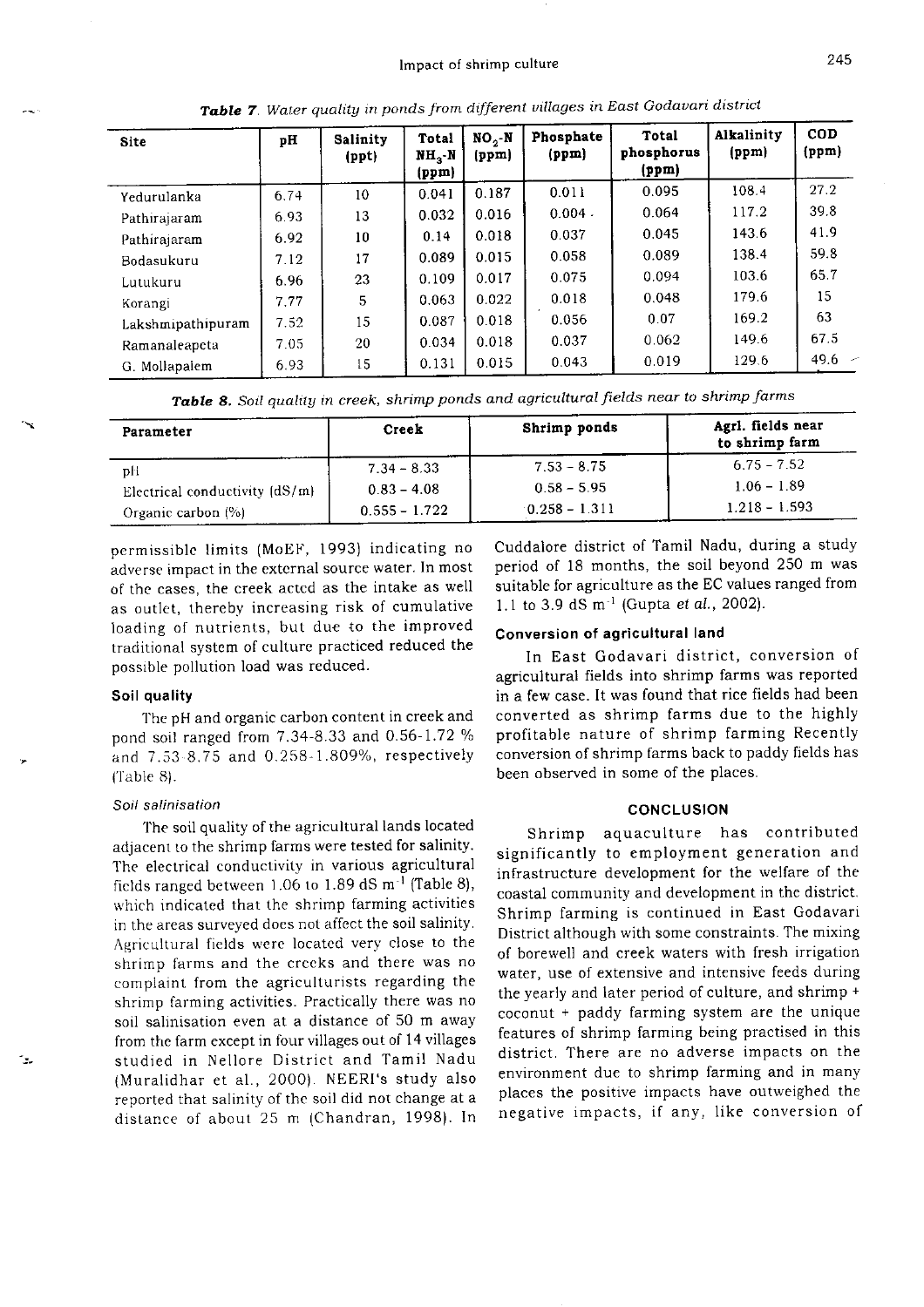**Table 7.** Water quality in ponds from different villages in East Godavari district

| Site | pH | Salinity (ppt) | Total $NH_3$-N (ppm) | $NO_2$-N (ppm) | Phosphate (ppm) | Total phosphorus (ppm) | Alkalinity (ppm) | COD (ppm) |
|---|---|---|---|---|---|---|---|---|
| Yedurulanka | 6.74 | 10 | 0.041 | 0.187 | 0.011 | 0.095 | 108.4 | 27.2 |
| Pathirajaram | 6.93 | 13 | 0.032 | 0.016 | 0.004 . | 0.064 | 117.2 | 39.8 |
| Pathirajaram | 6.92 | 10 | 0.14 | 0.018 | 0.037 | 0.045 | 143.6 | 41.9 |
| Bodasukuru | 7.12 | 17 | 0.089 | 0.015 | 0.058 | 0.089 | 138.4 | 59.8 |
| Lutukuru | 6.96 | 23 | 0.109 | 0.017 | 0.075 | 0.094 | 103.6 | 65.7 |
| Korangi | 7.77 | 5 | 0.063 | 0.022 | 0.018 | 0.048 | 179.6 | 15 |
| Lakshmipathipuram | 7.52 | 15 | 0.087 | 0.018 | 0.056 | 0.07 | 169.2 | 63 |
| Ramanaleapeta | 7.05 | 20 | 0.034 | 0.018 | 0.037 | 0.062 | 149.6 | 67.5 |
| G. Mollapalem | 6.93 | 15 | 0.131 | 0.015 | 0.043 | 0.019 | 129.6 | 49.6 |

**Table 8.** Soil quality in creek, shrimp ponds and agricultural fields near to shrimp farms

| Parameter | Creek | Shrimp ponds | Agrl. fields near to shrimp farm |
|---|---|---|---|
| pH | 7.34 - 8.33 | 7.53 - 8.75 | 6.75 - 7.52 |
| Electrical conductivity (dS/m) | 0.83 - 4.08 | 0.58 - 5.95 | 1.06 - 1.89 |
| Organic carbon (%) | 0.555 - 1.722 | 0.258 - 1.311 | 1.218 - 1.593 |

permissible limits (MoEF, 1993) indicating no adverse impact in the external source water. In most of the cases, the creek acted as the intake as well as outlet, thereby increasing risk of cumulative loading of nutrients, but due to the improved traditional system of culture practiced reduced the possible pollution load was reduced.

### Soil quality

The pH and organic carbon content in creek and pond soil ranged from 7.34-8.33 and 0.56-1.72 % and 7.53-8.75 and 0.258-1.809%, respectively (Table 8).

#### *Soil salinisation*

The soil quality of the agricultural lands located adjacent to the shrimp farms were tested for salinity. The electrical conductivity in various agricultural fields ranged between 1.06 to 1.89 dS $m^{-1}$ (Table 8), which indicated that the shrimp farming activities in the areas surveyed does not affect the soil salinity. Agricultural fields were located very close to the shrimp farms and the creeks and there was no complaint from the agriculturists regarding the shrimp farming activities. Practically there was no soil salinisation even at a distance of 50 m away from the farm except in four villages out of 14 villages studied in Nellore District and Tamil Nadu (Muralidhar et al., 2000). NEERI's study also reported that salinity of the soil did not change at a distance of about 25 m (Chandran, 1998). In Cuddalore district of Tamil Nadu, during a study period of 18 months, the soil beyond 250 m was suitable for agriculture as the EC values ranged from 1.1 to 3.9 dS $m^{-1}$ (Gupta *et al.*, 2002).

### Conversion of agricultural land

In East Godavari district, conversion of agricultural fields into shrimp farms was reported in a few case. It was found that rice fields had been converted as shrimp farms due to the highly profitable nature of shrimp farming Recently conversion of shrimp farms back to paddy fields has been observed in some of the places.

## CONCLUSION

Shrimp aquaculture has contributed significantly to employment generation and infrastructure development for the welfare of the coastal community and development in the district. Shrimp farming is continued in East Godavari District although with some constraints. The mixing of borewell and creek waters with fresh irrigation water, use of extensive and intensive feeds during the yearly and later period of culture, and shrimp + coconut + paddy farming system are the unique features of shrimp farming being practised in this district. There are no adverse impacts on the environment due to shrimp farming and in many places the positive impacts have outweighed the negative impacts, if any, like conversion of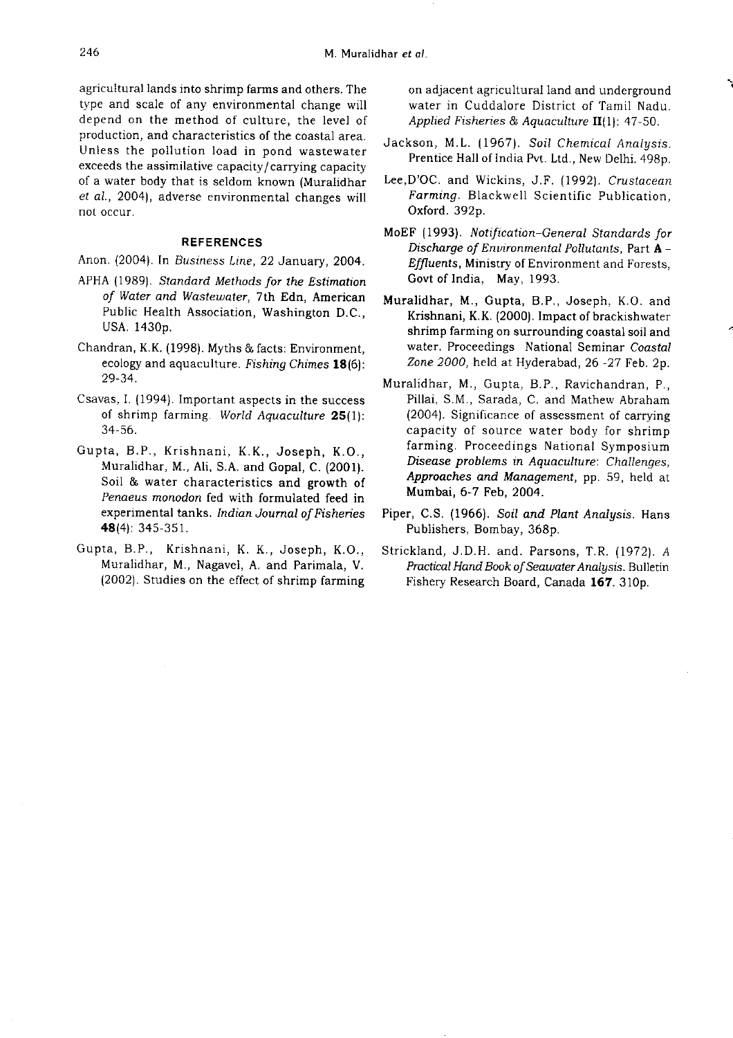agricultural lands into shrimp farms and others. The type and scale of any environmental change will depend on the method of culture, the level of production, and characteristics of the coastal area. Unless the pollution load in pond wastewater exceeds the assimilative capacity/carrying capacity of a water body that is seldom known (Muralidhar *et al.*, 2004), adverse environmental changes will not occur.

## REFERENCES

Anon. (2004). In *Business Line*, 22 January, 2004.

APHA (1989). *Standard Methods for the Estimation of Water and Wastewater*, 7th Edn, American Public Health Association, Washington D.C., USA. 1430p.

Chandran, K.K. (1998). Myths & facts: Environment, ecology and aquaculture. *Fishing Chimes* **18**(6): 29-34.

Csavas, I. (1994). Important aspects in the success of shrimp farming. *World Aquaculture* **25**(1): 34-56.

Gupta, B.P., Krishnani, K.K., Joseph, K.O., Muralidhar, M., Ali, S.A. and Gopal, C. (2001). Soil & water characteristics and growth of *Penaeus monodon* fed with formulated feed in experimental tanks. *Indian Journal of Fisheries* **48**(4): 345-351.

Gupta, B.P., Krishnani, K. K., Joseph, K.O., Muralidhar, M., Nagavel, A. and Parimala, V. (2002). Studies on the effect of shrimp farming on adjacent agricultural land and underground water in Cuddalore District of Tamil Nadu. *Applied Fisheries & Aquaculture* **II**(1): 47-50.

Jackson, M.L. (1967). *Soil Chemical Analysis*. Prentice Hall of India Pvt. Ltd., New Delhi. 498p.

Lee,D'OC. and Wickins, J.F. (1992). *Crustacean Farming*. Blackwell Scientific Publication, Oxford. 392p.

MoEF (1993). *Notification–General Standards for Discharge of Environmental Pollutants*, Part **A** – *Effluents*, Ministry of Environment and Forests, Govt of India, May, 1993.

Muralidhar, M., Gupta, B.P., Joseph, K.O. and Krishnani, K.K. (2000). Impact of brackishwater shrimp farming on surrounding coastal soil and water. Proceedings National Seminar *Coastal Zone 2000*, held at Hyderabad, 26 -27 Feb. 2p.

Muralidhar, M., Gupta, B.P., Ravichandran, P., Pillai, S.M., Sarada, C. and Mathew Abraham (2004). Significance of assessment of carrying capacity of source water body for shrimp farming. Proceedings National Symposium *Disease problems in Aquaculture: Challenges, Approaches and Management*, pp. 59, held at Mumbai, 6-7 Feb, 2004.

Piper, C.S. (1966). *Soil and Plant Analysis*. Hans Publishers, Bombay, 368p.

Strickland, J.D.H. and. Parsons, T.R. (1972). *A Practical Hand Book of Seawater Analysis*. Bulletin Fishery Research Board, Canada **167**. 310p.